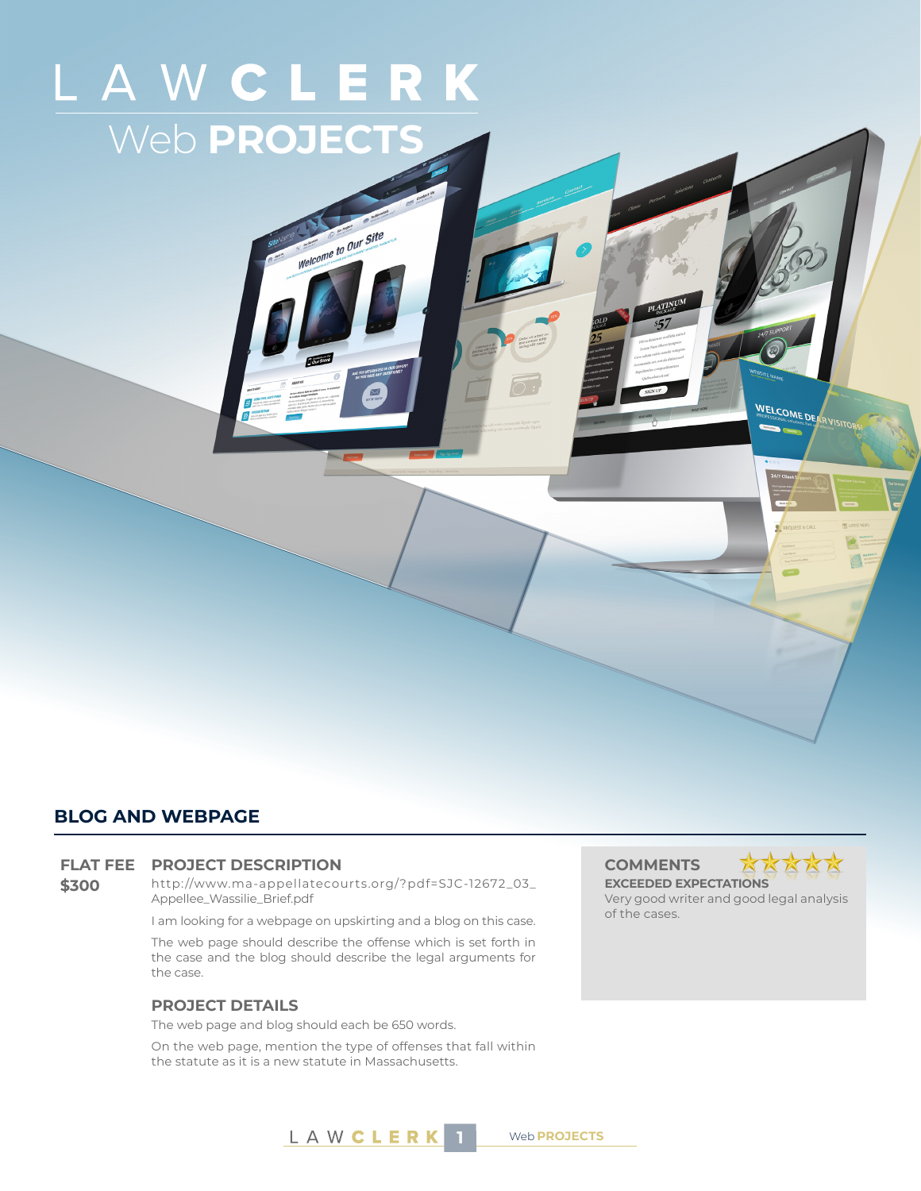# LAW CLERK

## Web PROJECTS

## BLOG AND WEBPAGE

**FLAT FEE**

**$300**

### PROJECT DESCRIPTION

http://www.ma-appellatecourts.org/?pdf=SJC-12672_03_Appellee_Wassilie_Brief.pdf

I am looking for a webpage on upskirting and a blog on this case.

The web page should describe the offense which is set forth in the case and the blog should describe the legal arguments for the case.

### PROJECT DETAILS

The web page and blog should each be 650 words.

On the web page, mention the type of offenses that fall within the statute as it is a new statute in Massachusetts.

### COMMENTS

★★★★★

**EXCEEDED EXPECTATIONS**

Very good writer and good legal analysis of the cases.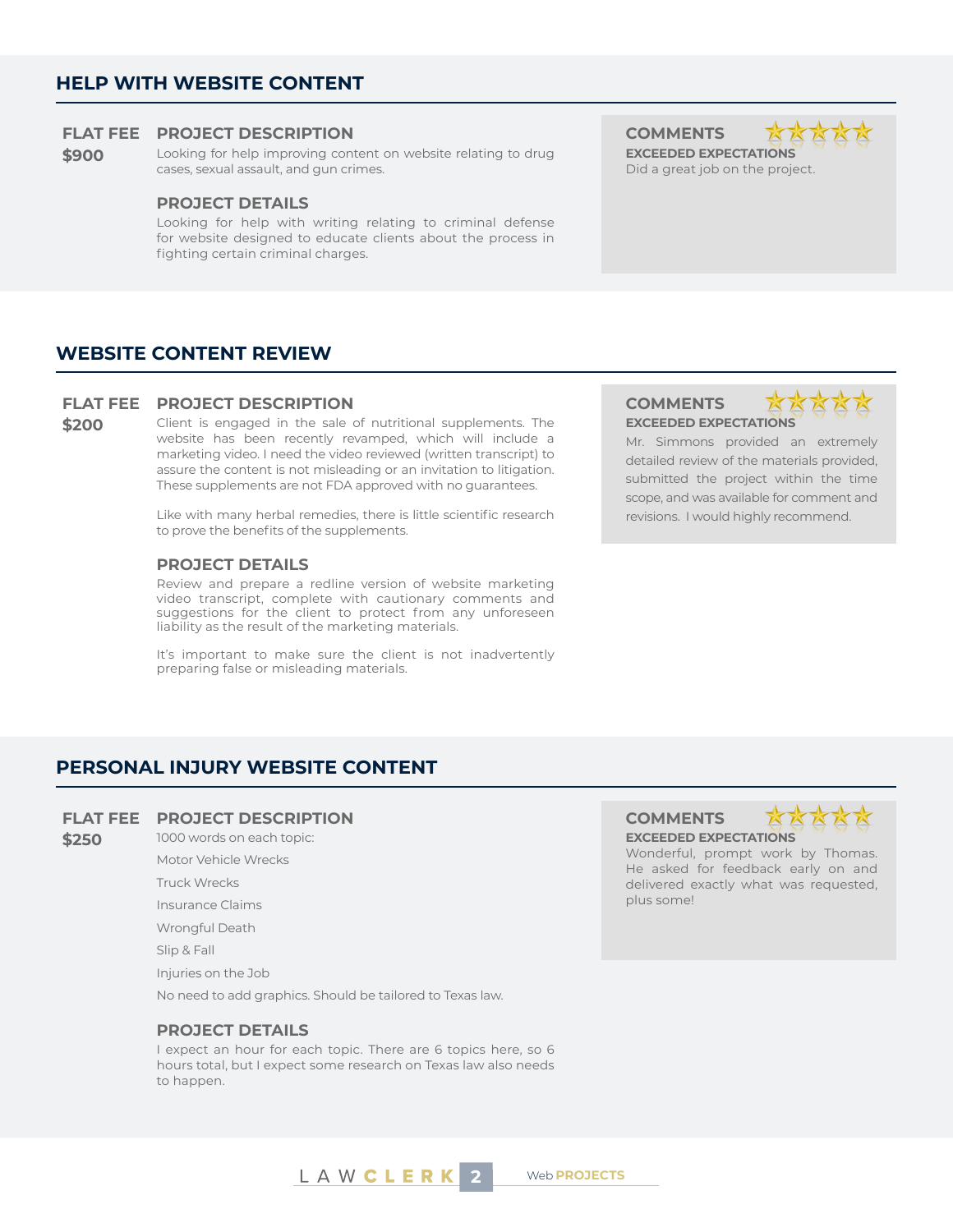## HELP WITH WEBSITE CONTENT

**FLAT FEE**
**$900**

### PROJECT DESCRIPTION

Looking for help improving content on website relating to drug cases, sexual assault, and gun crimes.

### PROJECT DETAILS

Looking for help with writing relating to criminal defense for website designed to educate clients about the process in fighting certain criminal charges.

### COMMENTS

★★★★★

**EXCEEDED EXPECTATIONS**

Did a great job on the project.

## WEBSITE CONTENT REVIEW

**FLAT FEE**
**$200**

### PROJECT DESCRIPTION

Client is engaged in the sale of nutritional supplements. The website has been recently revamped, which will include a marketing video. I need the video reviewed (written transcript) to assure the content is not misleading or an invitation to litigation. These supplements are not FDA approved with no guarantees.

Like with many herbal remedies, there is little scientific research to prove the benefits of the supplements.

### PROJECT DETAILS

Review and prepare a redline version of website marketing video transcript, complete with cautionary comments and suggestions for the client to protect from any unforeseen liability as the result of the marketing materials.

It's important to make sure the client is not inadvertently preparing false or misleading materials.

### COMMENTS

★★★★★

**EXCEEDED EXPECTATIONS**

Mr. Simmons provided an extremely detailed review of the materials provided, submitted the project within the time scope, and was available for comment and revisions. I would highly recommend.

## PERSONAL INJURY WEBSITE CONTENT

**FLAT FEE**
**$250**

### PROJECT DESCRIPTION

1000 words on each topic:

Motor Vehicle Wrecks

Truck Wrecks

Insurance Claims

Wrongful Death

Slip & Fall

Injuries on the Job

No need to add graphics. Should be tailored to Texas law.

### PROJECT DETAILS

I expect an hour for each topic. There are 6 topics here, so 6 hours total, but I expect some research on Texas law also needs to happen.

### COMMENTS

★★★★★

**EXCEEDED EXPECTATIONS**

Wonderful, prompt work by Thomas. He asked for feedback early on and delivered exactly what was requested, plus some!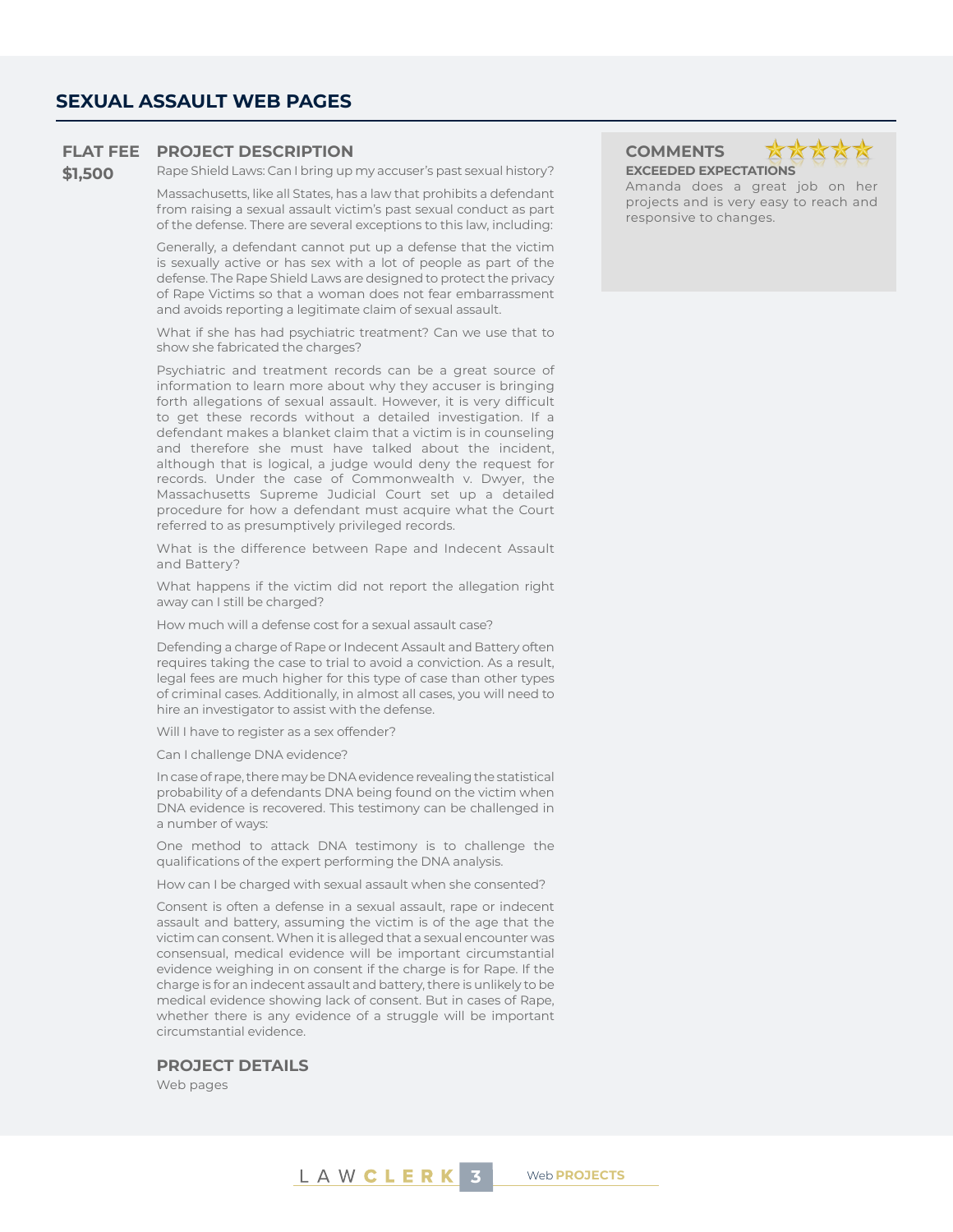## SEXUAL ASSAULT WEB PAGES

**FLAT FEE**
**$1,500**

### PROJECT DESCRIPTION

Rape Shield Laws: Can I bring up my accuser's past sexual history?

Massachusetts, like all States, has a law that prohibits a defendant from raising a sexual assault victim's past sexual conduct as part of the defense. There are several exceptions to this law, including:

Generally, a defendant cannot put up a defense that the victim is sexually active or has sex with a lot of people as part of the defense. The Rape Shield Laws are designed to protect the privacy of Rape Victims so that a woman does not fear embarrassment and avoids reporting a legitimate claim of sexual assault.

What if she has had psychiatric treatment? Can we use that to show she fabricated the charges?

Psychiatric and treatment records can be a great source of information to learn more about why they accuser is bringing forth allegations of sexual assault. However, it is very difficult to get these records without a detailed investigation. If a defendant makes a blanket claim that a victim is in counseling and therefore she must have talked about the incident, although that is logical, a judge would deny the request for records. Under the case of Commonwealth v. Dwyer, the Massachusetts Supreme Judicial Court set up a detailed procedure for how a defendant must acquire what the Court referred to as presumptively privileged records.

What is the difference between Rape and Indecent Assault and Battery?

What happens if the victim did not report the allegation right away can I still be charged?

How much will a defense cost for a sexual assault case?

Defending a charge of Rape or Indecent Assault and Battery often requires taking the case to trial to avoid a conviction. As a result, legal fees are much higher for this type of case than other types of criminal cases. Additionally, in almost all cases, you will need to hire an investigator to assist with the defense.

Will I have to register as a sex offender?

Can I challenge DNA evidence?

In case of rape, there may be DNA evidence revealing the statistical probability of a defendants DNA being found on the victim when DNA evidence is recovered. This testimony can be challenged in a number of ways:

One method to attack DNA testimony is to challenge the qualifications of the expert performing the DNA analysis.

How can I be charged with sexual assault when she consented?

Consent is often a defense in a sexual assault, rape or indecent assault and battery, assuming the victim is of the age that the victim can consent. When it is alleged that a sexual encounter was consensual, medical evidence will be important circumstantial evidence weighing in on consent if the charge is for Rape. If the charge is for an indecent assault and battery, there is unlikely to be medical evidence showing lack of consent. But in cases of Rape, whether there is any evidence of a struggle will be important circumstantial evidence.

### PROJECT DETAILS

Web pages

### COMMENTS

★★★★★

**EXCEEDED EXPECTATIONS**

Amanda does a great job on her projects and is very easy to reach and responsive to changes.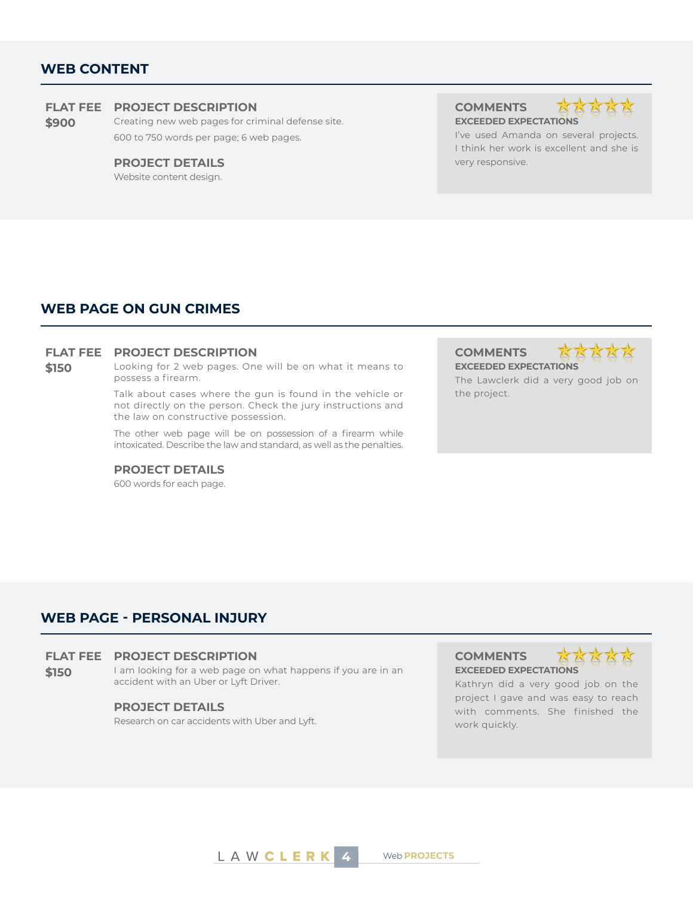## WEB CONTENT

**FLAT FEE**
**$900**

### PROJECT DESCRIPTION

Creating new web pages for criminal defense site.

600 to 750 words per page; 6 web pages.

### PROJECT DETAILS

Website content design.

### COMMENTS

**EXCEEDED EXPECTATIONS**

I've used Amanda on several projects. I think her work is excellent and she is very responsive.

## WEB PAGE ON GUN CRIMES

**FLAT FEE**
**$150**

### PROJECT DESCRIPTION

Looking for 2 web pages. One will be on what it means to possess a firearm.

Talk about cases where the gun is found in the vehicle or not directly on the person. Check the jury instructions and the law on constructive possession.

The other web page will be on possession of a firearm while intoxicated. Describe the law and standard, as well as the penalties.

### PROJECT DETAILS

600 words for each page.

### COMMENTS

**EXCEEDED EXPECTATIONS**

The Lawclerk did a very good job on the project.

## WEB PAGE - PERSONAL INJURY

**FLAT FEE**
**$150**

### PROJECT DESCRIPTION

I am looking for a web page on what happens if you are in an accident with an Uber or Lyft Driver.

### PROJECT DETAILS

Research on car accidents with Uber and Lyft.

### COMMENTS

**EXCEEDED EXPECTATIONS**

Kathryn did a very good job on the project I gave and was easy to reach with comments. She finished the work quickly.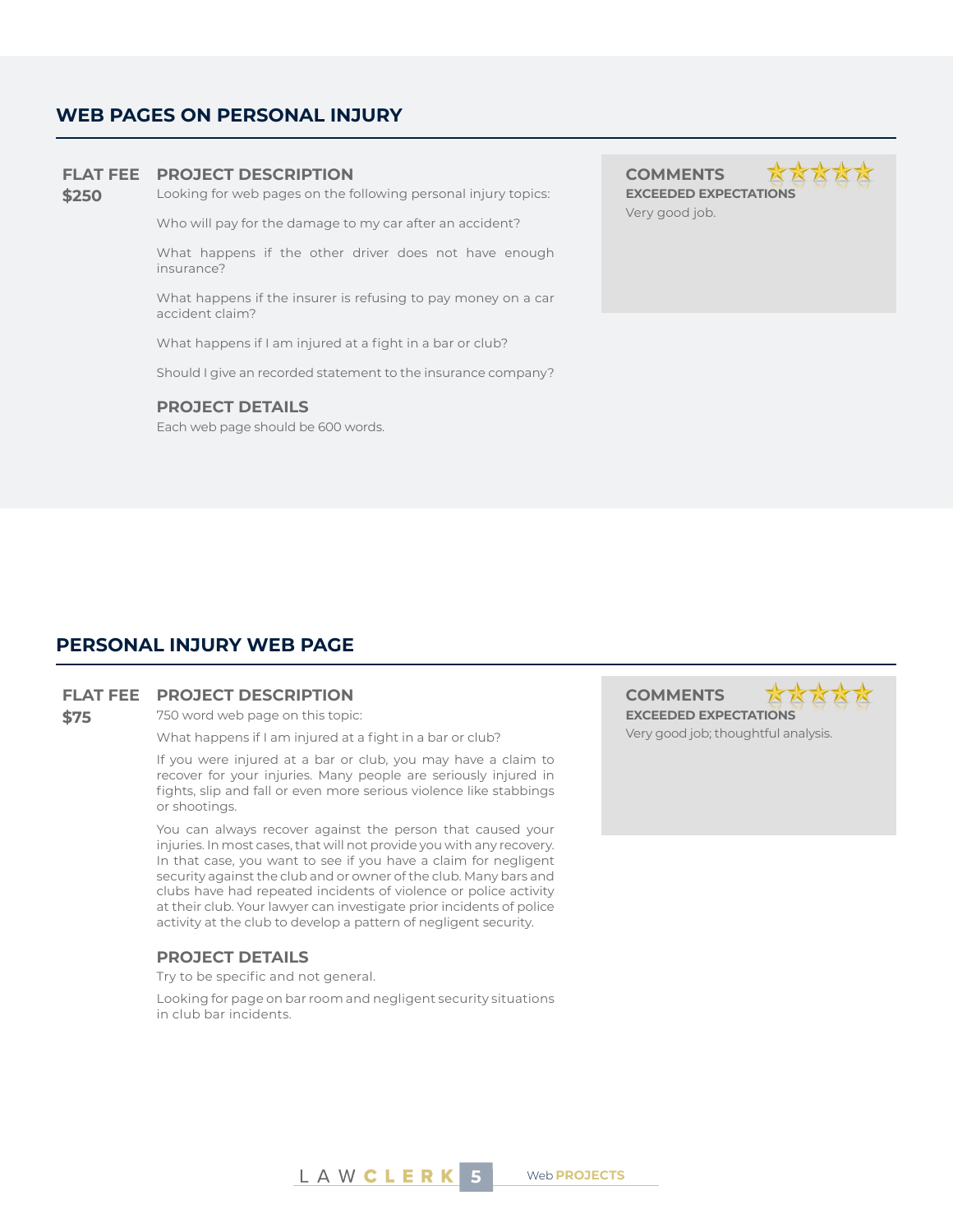## WEB PAGES ON PERSONAL INJURY

**FLAT FEE**
**$250**

### PROJECT DESCRIPTION

Looking for web pages on the following personal injury topics:

Who will pay for the damage to my car after an accident?

What happens if the other driver does not have enough insurance?

What happens if the insurer is refusing to pay money on a car accident claim?

What happens if I am injured at a fight in a bar or club?

Should I give an recorded statement to the insurance company?

### PROJECT DETAILS

Each web page should be 600 words.

### COMMENTS

**EXCEEDED EXPECTATIONS**

Very good job.

## PERSONAL INJURY WEB PAGE

**FLAT FEE**
**$75**

### PROJECT DESCRIPTION

750 word web page on this topic:

What happens if I am injured at a fight in a bar or club?

If you were injured at a bar or club, you may have a claim to recover for your injuries. Many people are seriously injured in fights, slip and fall or even more serious violence like stabbings or shootings.

You can always recover against the person that caused your injuries. In most cases, that will not provide you with any recovery. In that case, you want to see if you have a claim for negligent security against the club and or owner of the club. Many bars and clubs have had repeated incidents of violence or police activity at their club. Your lawyer can investigate prior incidents of police activity at the club to develop a pattern of negligent security.

### PROJECT DETAILS

Try to be specific and not general.

Looking for page on bar room and negligent security situations in club bar incidents.

### COMMENTS

**EXCEEDED EXPECTATIONS**

Very good job; thoughtful analysis.